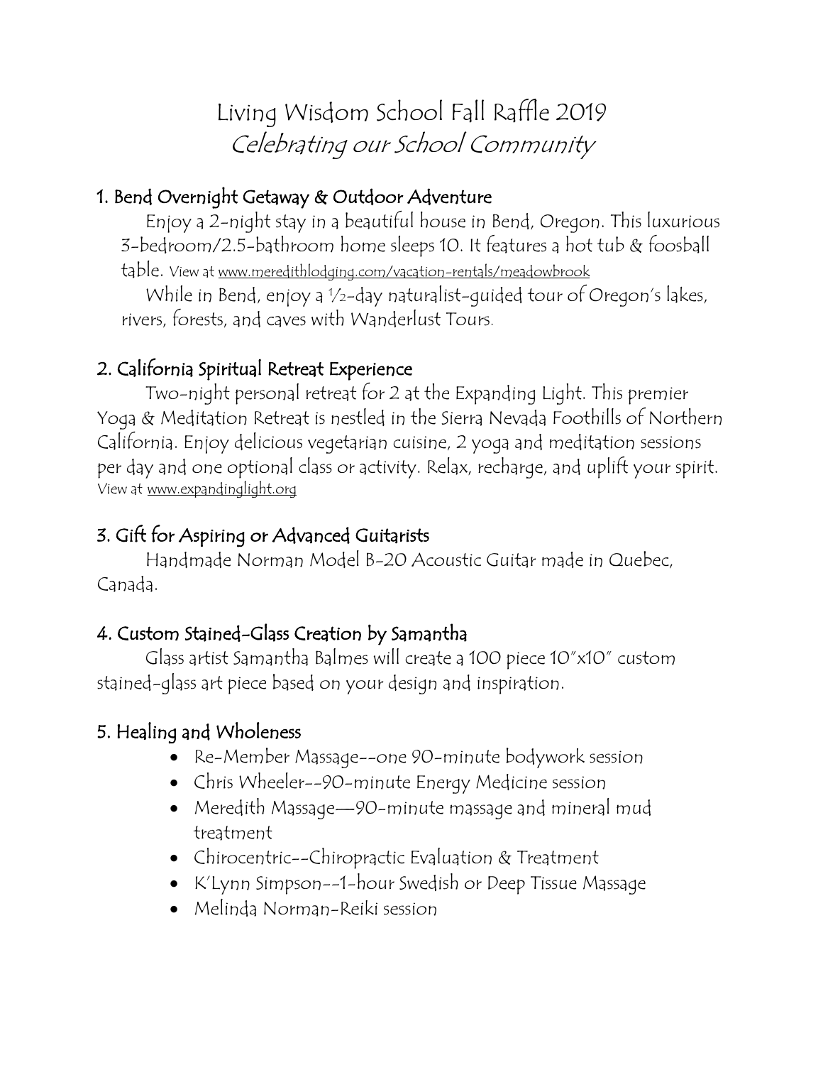# Living Wisdom School Fall Raffle 2019

*Celebrating our School Community*

## 1. Bend Overnight Getaway & Outdoor Adventure

Enjoy a 2-night stay in a beautiful house in Bend, Oregon. This luxurious 3-bedroom/2.5-bathroom home sleeps 10. It features a hot tub & foosball table. View at www.meredithlodging.com/vacation-rentals/meadowbrook

While in Bend, enjoy a ½-day naturalist-guided tour of Oregon's lakes, rivers, forests, and caves with Wanderlust Tours.

## 2. California Spiritual Retreat Experience

Two-night personal retreat for 2 at the Expanding Light. This premier Yoga & Meditation Retreat is nestled in the Sierra Nevada Foothills of Northern California. Enjoy delicious vegetarian cuisine, 2 yoga and meditation sessions per day and one optional class or activity. Relax, recharge, and uplift your spirit. View at www.expandinglight.org

## 3. Gift for Aspiring or Advanced Guitarists

Handmade Norman Model B-20 Acoustic Guitar made in Quebec, Canada.

## 4. Custom Stained-Glass Creation by Samantha

Glass artist Samantha Balmes will create a 100 piece 10"x10" custom stained-glass art piece based on your design and inspiration.

## 5. Healing and Wholeness

- Re-Member Massage--one 90-minute bodywork session
- Chris Wheeler--90-minute Energy Medicine session
- Meredith Massage—90-minute massage and mineral mud treatment
- Chirocentric--Chiropractic Evaluation & Treatment
- K'Lynn Simpson--1-hour Swedish or Deep Tissue Massage
- Melinda Norman-Reiki session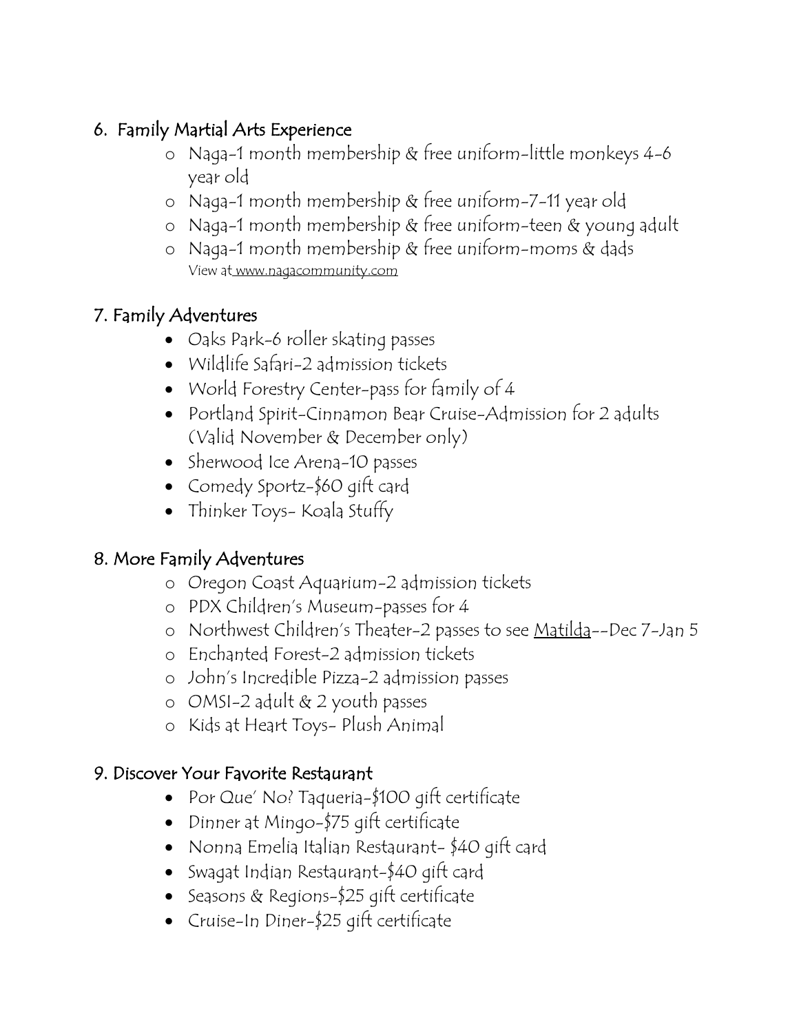## 6. Family Martial Arts Experience

- Naga-1 month membership & free uniform-little monkeys 4-6 year old
- Naga-1 month membership & free uniform-7-11 year old
- Naga-1 month membership & free uniform-teen & young adult
- Naga-1 month membership & free uniform-moms & dads

  View at www.nagacommunity.com

## 7. Family Adventures

- Oaks Park-6 roller skating passes
- Wildlife Safari-2 admission tickets
- World Forestry Center-pass for family of 4
- Portland Spirit-Cinnamon Bear Cruise-Admission for 2 adults (Valid November & December only)
- Sherwood Ice Arena-10 passes
- Comedy Sportz-$60 gift card
- Thinker Toys- Koala Stuffy

## 8. More Family Adventures

- Oregon Coast Aquarium-2 admission tickets
- PDX Children's Museum-passes for 4
- Northwest Children's Theater-2 passes to see <u>Matilda</u>--Dec 7-Jan 5
- Enchanted Forest-2 admission tickets
- John's Incredible Pizza-2 admission passes
- OMSI-2 adult & 2 youth passes
- Kids at Heart Toys- Plush Animal

## 9. Discover Your Favorite Restaurant

- Por Que' No? Taqueria-$100 gift certificate
- Dinner at Mingo-$75 gift certificate
- Nonna Emelia Italian Restaurant- $40 gift card
- Swagat Indian Restaurant-$40 gift card
- Seasons & Regions-$25 gift certificate
- Cruise-In Diner-$25 gift certificate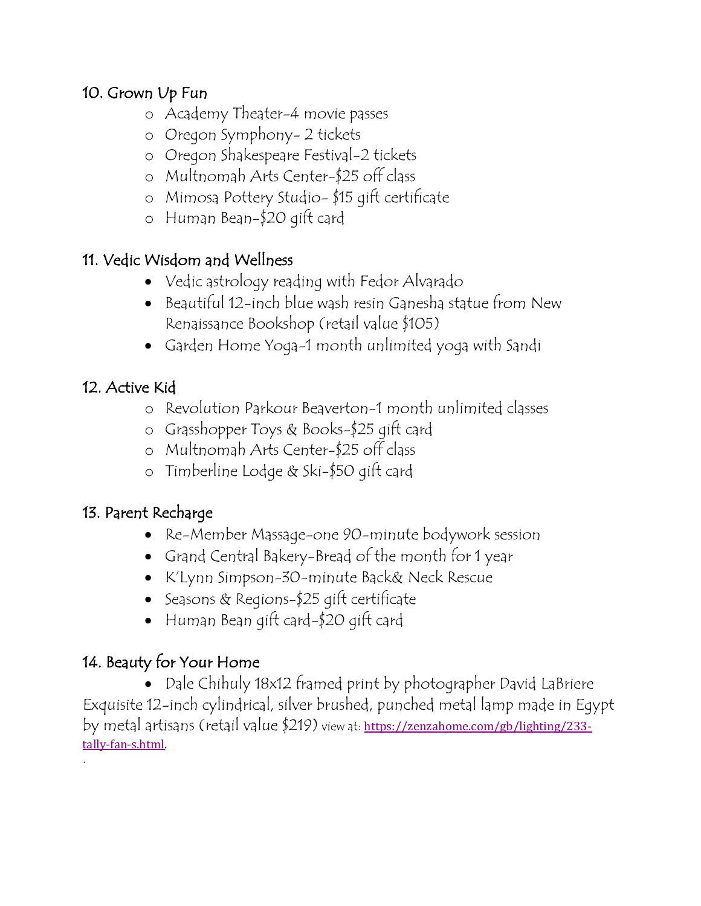## 10. Grown Up Fun

- Academy Theater-4 movie passes
- Oregon Symphony- 2 tickets
- Oregon Shakespeare Festival-2 tickets
- Multnomah Arts Center-$25 off class
- Mimosa Pottery Studio- $15 gift certificate
- Human Bean-$20 gift card

## 11. Vedic Wisdom and Wellness

- Vedic astrology reading with Fedor Alvarado
- Beautiful 12-inch blue wash resin Ganesha statue from New Renaissance Bookshop (retail value $105)
- Garden Home Yoga-1 month unlimited yoga with Sandi

## 12. Active Kid

- Revolution Parkour Beaverton-1 month unlimited classes
- Grasshopper Toys & Books-$25 gift card
- Multnomah Arts Center-$25 off class
- Timberline Lodge & Ski-$50 gift card

## 13. Parent Recharge

- Re-Member Massage-one 90-minute bodywork session
- Grand Central Bakery-Bread of the month for 1 year
- K'Lynn Simpson-30-minute Back& Neck Rescue
- Seasons & Regions-$25 gift certificate
- Human Bean gift card-$20 gift card

## 14. Beauty for Your Home

- Dale Chihuly 18x12 framed print by photographer David LaBriere

Exquisite 12-inch cylindrical, silver brushed, punched metal lamp made in Egypt by metal artisans (retail value $219) view at: https://zenzahome.com/gb/lighting/233-tally-fan-s.html.